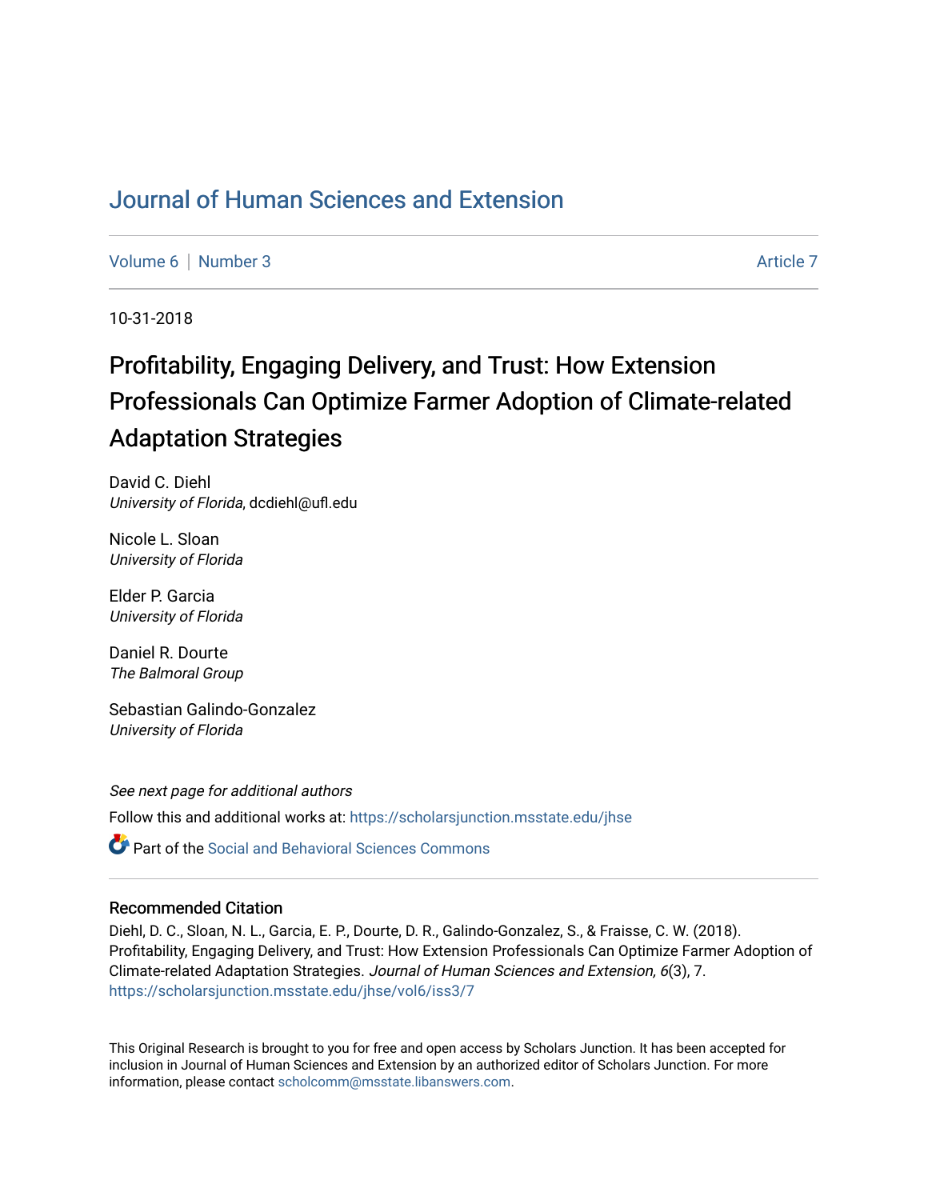# Journal of Human Sciences and Extension

Volume 6 | Number 3 Article 7

10-31-2018

## Profitability, Engaging Delivery, and Trust: How Extension Professionals Can Optimize Farmer Adoption of Climate-related Adaptation Strategies

David C. Diehl
*University of Florida*, dcdiehl@ufl.edu

Nicole L. Sloan
*University of Florida*

Elder P. Garcia
*University of Florida*

Daniel R. Dourte
*The Balmoral Group*

Sebastian Galindo-Gonzalez
*University of Florida*

*See next page for additional authors*

Follow this and additional works at: https://scholarsjunction.msstate.edu/jhse

Part of the Social and Behavioral Sciences Commons

### Recommended Citation

Diehl, D. C., Sloan, N. L., Garcia, E. P., Dourte, D. R., Galindo-Gonzalez, S., & Fraisse, C. W. (2018). Profitability, Engaging Delivery, and Trust: How Extension Professionals Can Optimize Farmer Adoption of Climate-related Adaptation Strategies. *Journal of Human Sciences and Extension, 6*(3), 7. https://scholarsjunction.msstate.edu/jhse/vol6/iss3/7

This Original Research is brought to you for free and open access by Scholars Junction. It has been accepted for inclusion in Journal of Human Sciences and Extension by an authorized editor of Scholars Junction. For more information, please contact scholcomm@msstate.libanswers.com.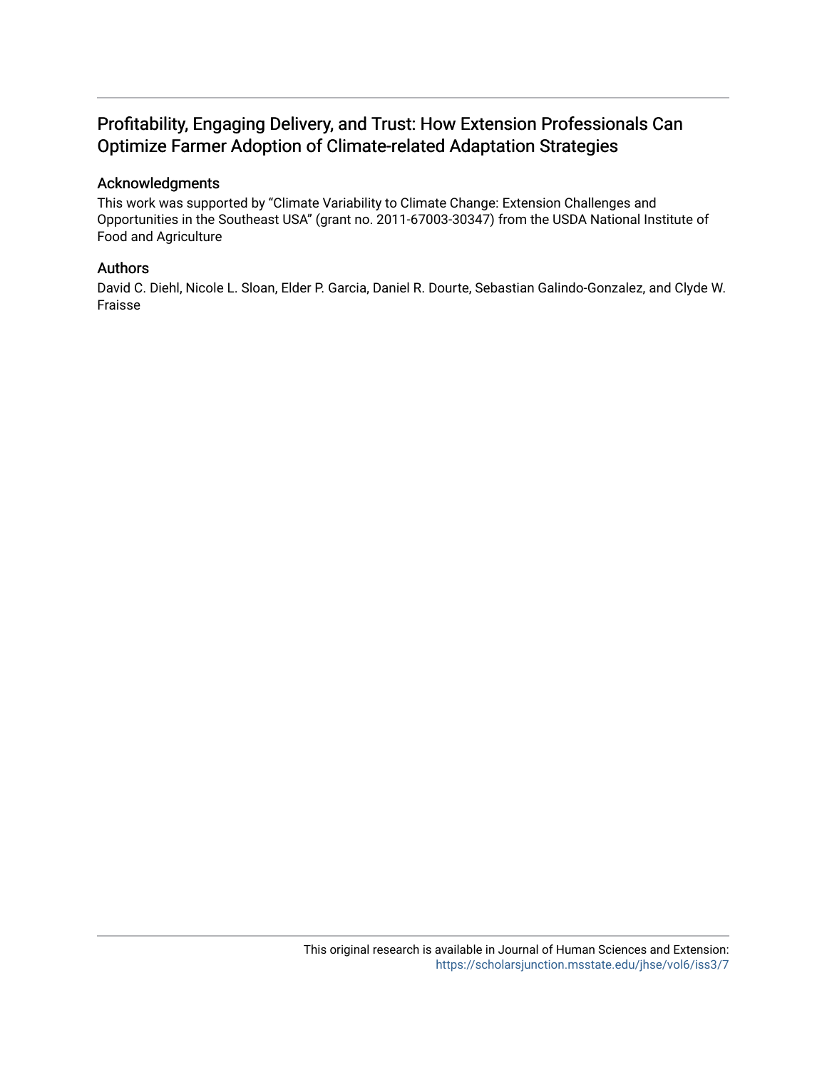# Profitability, Engaging Delivery, and Trust: How Extension Professionals Can Optimize Farmer Adoption of Climate-related Adaptation Strategies

## Acknowledgments

This work was supported by "Climate Variability to Climate Change: Extension Challenges and Opportunities in the Southeast USA" (grant no. 2011-67003-30347) from the USDA National Institute of Food and Agriculture

## Authors

David C. Diehl, Nicole L. Sloan, Elder P. Garcia, Daniel R. Dourte, Sebastian Galindo-Gonzalez, and Clyde W. Fraisse

This original research is available in Journal of Human Sciences and Extension: https://scholarsjunction.msstate.edu/jhse/vol6/iss3/7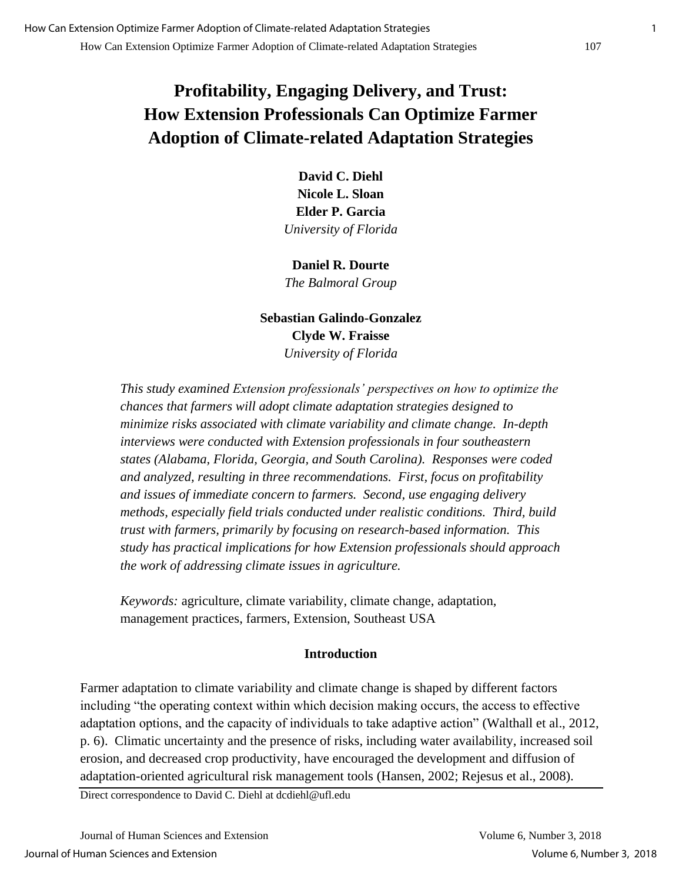# Profitability, Engaging Delivery, and Trust: How Extension Professionals Can Optimize Farmer Adoption of Climate-related Adaptation Strategies

**David C. Diehl**
**Nicole L. Sloan**
**Elder P. Garcia**
*University of Florida*

**Daniel R. Dourte**
*The Balmoral Group*

**Sebastian Galindo-Gonzalez**
**Clyde W. Fraisse**
*University of Florida*

*This study examined Extension professionals' perspectives on how to optimize the chances that farmers will adopt climate adaptation strategies designed to minimize risks associated with climate variability and climate change. In-depth interviews were conducted with Extension professionals in four southeastern states (Alabama, Florida, Georgia, and South Carolina). Responses were coded and analyzed, resulting in three recommendations. First, focus on profitability and issues of immediate concern to farmers. Second, use engaging delivery methods, especially field trials conducted under realistic conditions. Third, build trust with farmers, primarily by focusing on research-based information. This study has practical implications for how Extension professionals should approach the work of addressing climate issues in agriculture.*

*Keywords:* agriculture, climate variability, climate change, adaptation, management practices, farmers, Extension, Southeast USA

## Introduction

Farmer adaptation to climate variability and climate change is shaped by different factors including "the operating context within which decision making occurs, the access to effective adaptation options, and the capacity of individuals to take adaptive action" (Walthall et al., 2012, p. 6). Climatic uncertainty and the presence of risks, including water availability, increased soil erosion, and decreased crop productivity, have encouraged the development and diffusion of adaptation-oriented agricultural risk management tools (Hansen, 2002; Rejesus et al., 2008).

Direct correspondence to David C. Diehl at dcdiehl@ufl.edu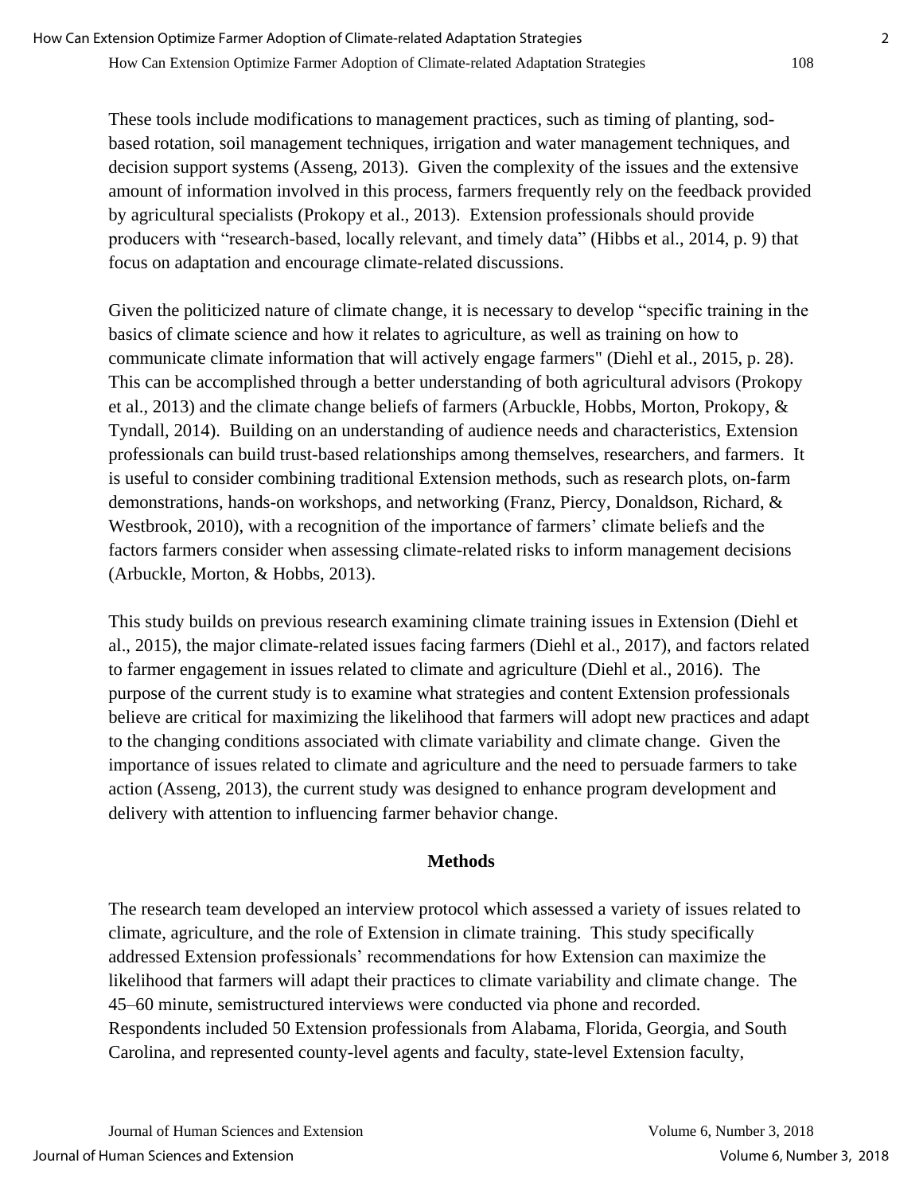These tools include modifications to management practices, such as timing of planting, sod-based rotation, soil management techniques, irrigation and water management techniques, and decision support systems (Asseng, 2013). Given the complexity of the issues and the extensive amount of information involved in this process, farmers frequently rely on the feedback provided by agricultural specialists (Prokopy et al., 2013). Extension professionals should provide producers with "research-based, locally relevant, and timely data" (Hibbs et al., 2014, p. 9) that focus on adaptation and encourage climate-related discussions.

Given the politicized nature of climate change, it is necessary to develop "specific training in the basics of climate science and how it relates to agriculture, as well as training on how to communicate climate information that will actively engage farmers" (Diehl et al., 2015, p. 28). This can be accomplished through a better understanding of both agricultural advisors (Prokopy et al., 2013) and the climate change beliefs of farmers (Arbuckle, Hobbs, Morton, Prokopy, & Tyndall, 2014). Building on an understanding of audience needs and characteristics, Extension professionals can build trust-based relationships among themselves, researchers, and farmers. It is useful to consider combining traditional Extension methods, such as research plots, on-farm demonstrations, hands-on workshops, and networking (Franz, Piercy, Donaldson, Richard, & Westbrook, 2010), with a recognition of the importance of farmers' climate beliefs and the factors farmers consider when assessing climate-related risks to inform management decisions (Arbuckle, Morton, & Hobbs, 2013).

This study builds on previous research examining climate training issues in Extension (Diehl et al., 2015), the major climate-related issues facing farmers (Diehl et al., 2017), and factors related to farmer engagement in issues related to climate and agriculture (Diehl et al., 2016). The purpose of the current study is to examine what strategies and content Extension professionals believe are critical for maximizing the likelihood that farmers will adopt new practices and adapt to the changing conditions associated with climate variability and climate change. Given the importance of issues related to climate and agriculture and the need to persuade farmers to take action (Asseng, 2013), the current study was designed to enhance program development and delivery with attention to influencing farmer behavior change.

## Methods

The research team developed an interview protocol which assessed a variety of issues related to climate, agriculture, and the role of Extension in climate training. This study specifically addressed Extension professionals' recommendations for how Extension can maximize the likelihood that farmers will adapt their practices to climate variability and climate change. The 45–60 minute, semistructured interviews were conducted via phone and recorded. Respondents included 50 Extension professionals from Alabama, Florida, Georgia, and South Carolina, and represented county-level agents and faculty, state-level Extension faculty,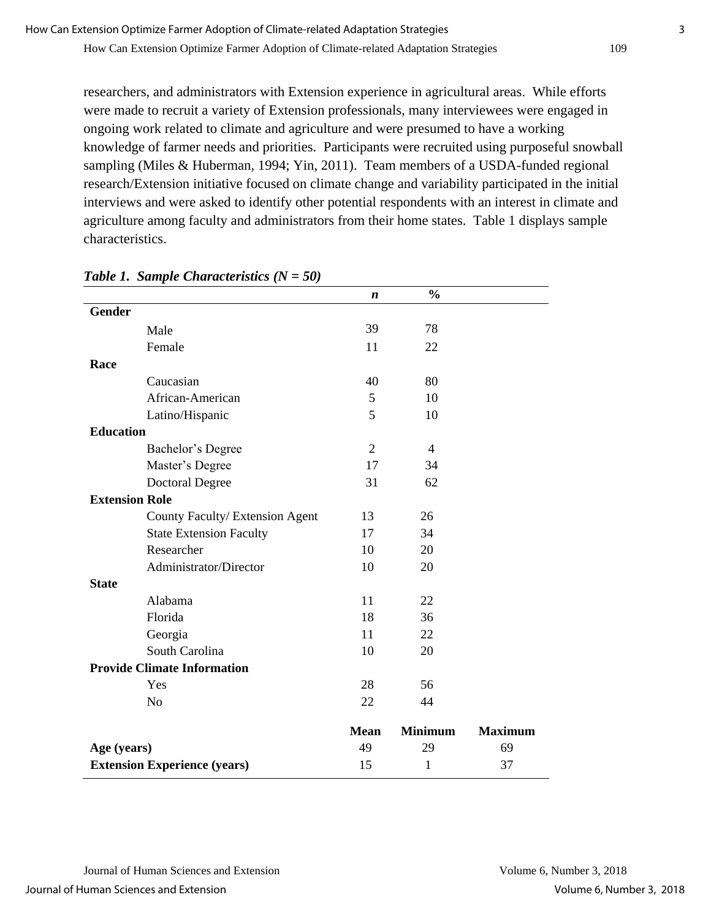researchers, and administrators with Extension experience in agricultural areas. While efforts were made to recruit a variety of Extension professionals, many interviewees were engaged in ongoing work related to climate and agriculture and were presumed to have a working knowledge of farmer needs and priorities. Participants were recruited using purposeful snowball sampling (Miles & Huberman, 1994; Yin, 2011). Team members of a USDA-funded regional research/Extension initiative focused on climate change and variability participated in the initial interviews and were asked to identify other potential respondents with an interest in climate and agriculture among faculty and administrators from their home states. Table 1 displays sample characteristics.

***Table 1. Sample Characteristics (N = 50)***

| | *n* | % | |
|---|---|---|---|
| **Gender** | | | |
| Male | 39 | 78 | |
| Female | 11 | 22 | |
| **Race** | | | |
| Caucasian | 40 | 80 | |
| African-American | 5 | 10 | |
| Latino/Hispanic | 5 | 10 | |
| **Education** | | | |
| Bachelor's Degree | 2 | 4 | |
| Master's Degree | 17 | 34 | |
| Doctoral Degree | 31 | 62 | |
| **Extension Role** | | | |
| County Faculty/ Extension Agent | 13 | 26 | |
| State Extension Faculty | 17 | 34 | |
| Researcher | 10 | 20 | |
| Administrator/Director | 10 | 20 | |
| **State** | | | |
| Alabama | 11 | 22 | |
| Florida | 18 | 36 | |
| Georgia | 11 | 22 | |
| South Carolina | 10 | 20 | |
| **Provide Climate Information** | | | |
| Yes | 28 | 56 | |
| No | 22 | 44 | |
| | **Mean** | **Minimum** | **Maximum** |
| **Age (years)** | 49 | 29 | 69 |
| **Extension Experience (years)** | 15 | 1 | 37 |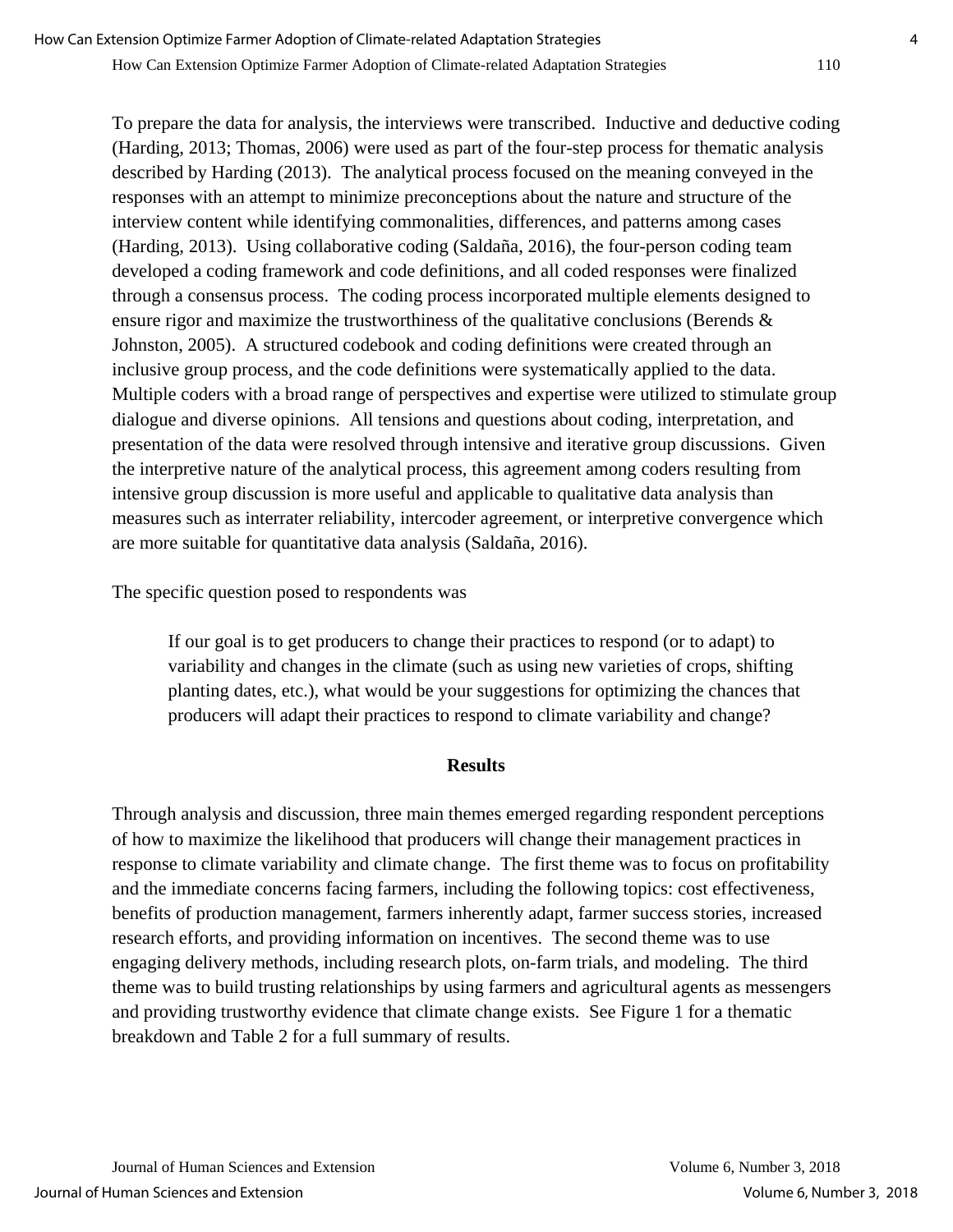To prepare the data for analysis, the interviews were transcribed. Inductive and deductive coding (Harding, 2013; Thomas, 2006) were used as part of the four-step process for thematic analysis described by Harding (2013). The analytical process focused on the meaning conveyed in the responses with an attempt to minimize preconceptions about the nature and structure of the interview content while identifying commonalities, differences, and patterns among cases (Harding, 2013). Using collaborative coding (Saldaña, 2016), the four-person coding team developed a coding framework and code definitions, and all coded responses were finalized through a consensus process. The coding process incorporated multiple elements designed to ensure rigor and maximize the trustworthiness of the qualitative conclusions (Berends & Johnston, 2005). A structured codebook and coding definitions were created through an inclusive group process, and the code definitions were systematically applied to the data. Multiple coders with a broad range of perspectives and expertise were utilized to stimulate group dialogue and diverse opinions. All tensions and questions about coding, interpretation, and presentation of the data were resolved through intensive and iterative group discussions. Given the interpretive nature of the analytical process, this agreement among coders resulting from intensive group discussion is more useful and applicable to qualitative data analysis than measures such as interrater reliability, intercoder agreement, or interpretive convergence which are more suitable for quantitative data analysis (Saldaña, 2016).

The specific question posed to respondents was

> If our goal is to get producers to change their practices to respond (or to adapt) to variability and changes in the climate (such as using new varieties of crops, shifting planting dates, etc.), what would be your suggestions for optimizing the chances that producers will adapt their practices to respond to climate variability and change?

## Results

Through analysis and discussion, three main themes emerged regarding respondent perceptions of how to maximize the likelihood that producers will change their management practices in response to climate variability and climate change. The first theme was to focus on profitability and the immediate concerns facing farmers, including the following topics: cost effectiveness, benefits of production management, farmers inherently adapt, farmer success stories, increased research efforts, and providing information on incentives. The second theme was to use engaging delivery methods, including research plots, on-farm trials, and modeling. The third theme was to build trusting relationships by using farmers and agricultural agents as messengers and providing trustworthy evidence that climate change exists. See Figure 1 for a thematic breakdown and Table 2 for a full summary of results.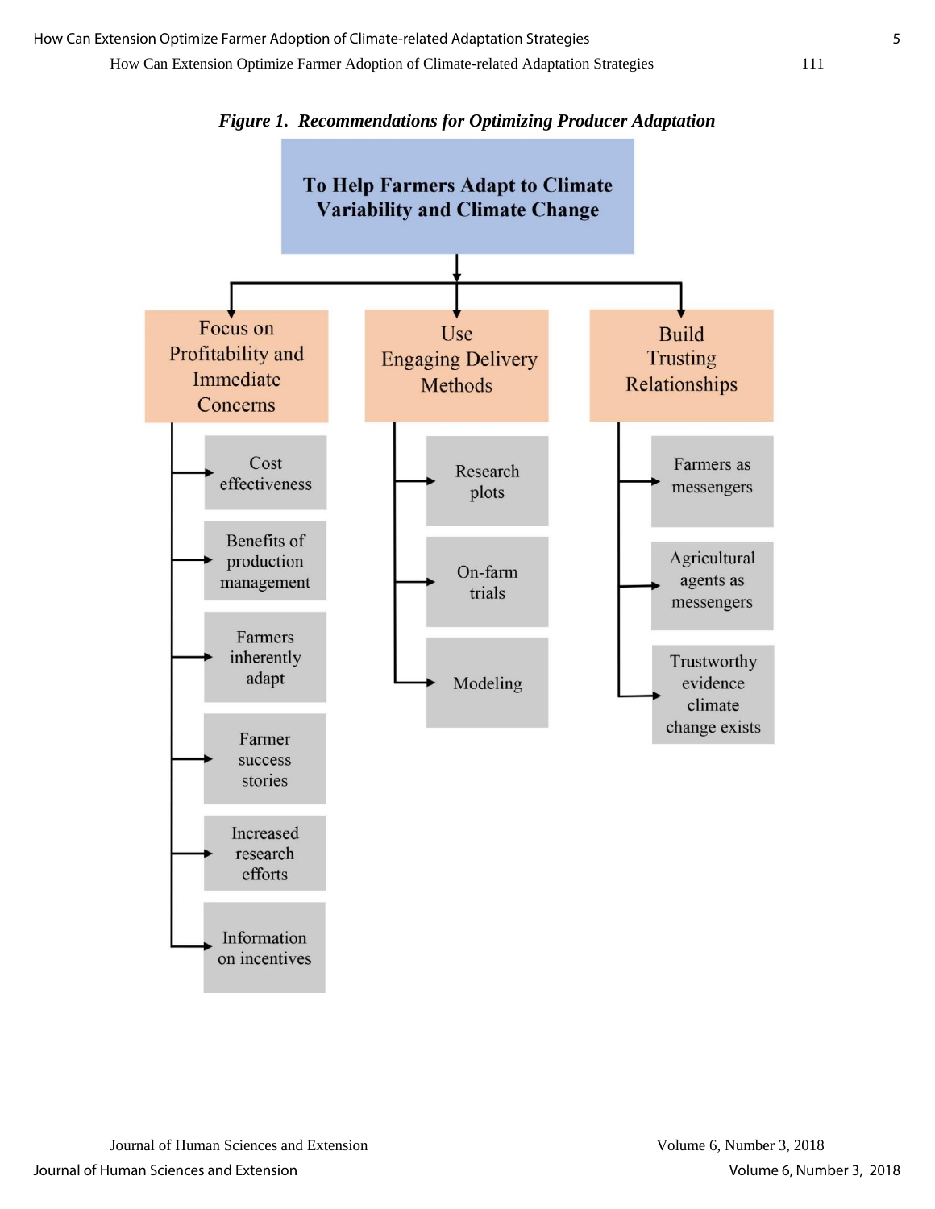***Figure 1. Recommendations for Optimizing Producer Adaptation***

**To Help Farmers Adapt to Climate Variability and Climate Change**

- Focus on Profitability and Immediate Concerns
  - Cost effectiveness
  - Benefits of production management
  - Farmers inherently adapt
  - Farmer success stories
  - Increased research efforts
  - Information on incentives
- Use Engaging Delivery Methods
  - Research plots
  - On-farm trials
  - Modeling
- Build Trusting Relationships
  - Farmers as messengers
  - Agricultural agents as messengers
  - Trustworthy evidence climate change exists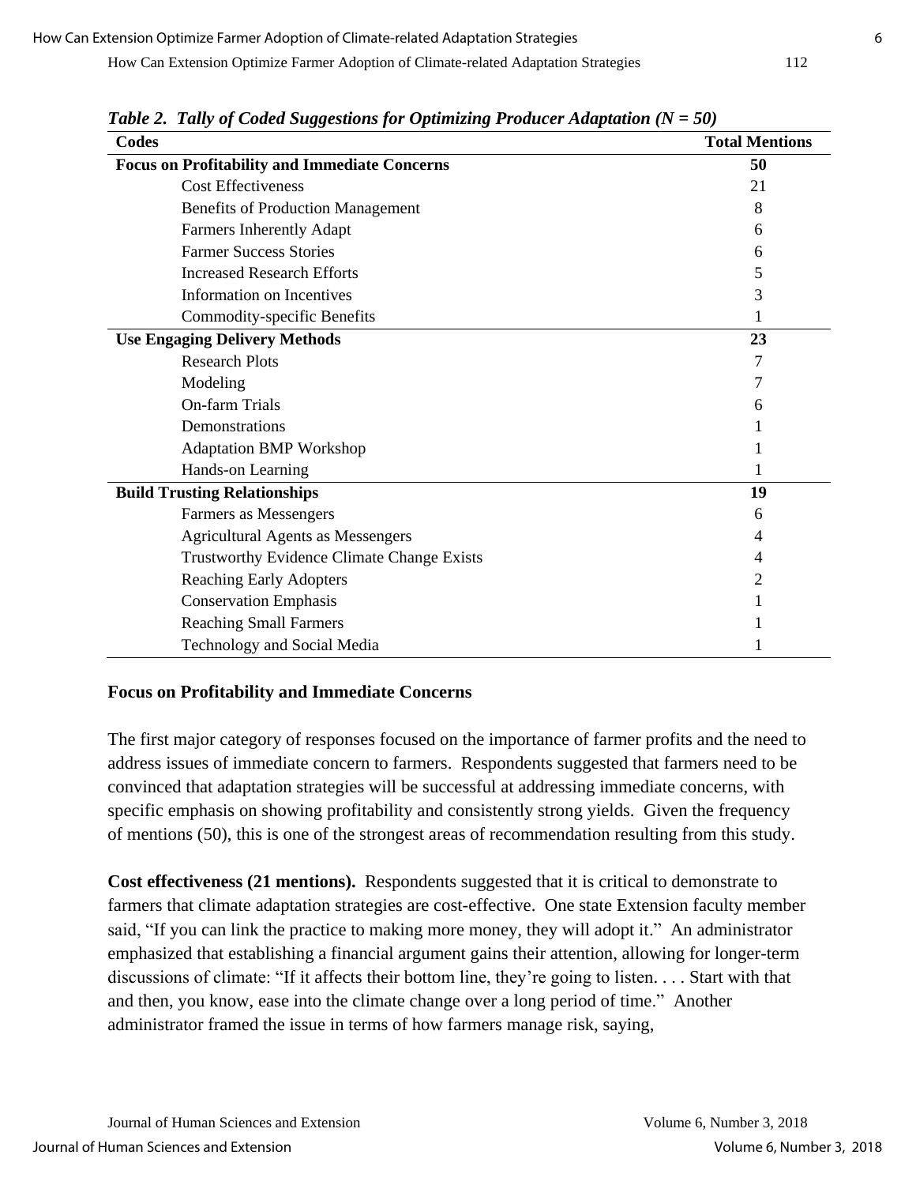*Table 2. Tally of Coded Suggestions for Optimizing Producer Adaptation (N = 50)*

| Codes | Total Mentions |
|---|---|
| **Focus on Profitability and Immediate Concerns** | **50** |
| Cost Effectiveness | 21 |
| Benefits of Production Management | 8 |
| Farmers Inherently Adapt | 6 |
| Farmer Success Stories | 6 |
| Increased Research Efforts | 5 |
| Information on Incentives | 3 |
| Commodity-specific Benefits | 1 |
| **Use Engaging Delivery Methods** | **23** |
| Research Plots | 7 |
| Modeling | 7 |
| On-farm Trials | 6 |
| Demonstrations | 1 |
| Adaptation BMP Workshop | 1 |
| Hands-on Learning | 1 |
| **Build Trusting Relationships** | **19** |
| Farmers as Messengers | 6 |
| Agricultural Agents as Messengers | 4 |
| Trustworthy Evidence Climate Change Exists | 4 |
| Reaching Early Adopters | 2 |
| Conservation Emphasis | 1 |
| Reaching Small Farmers | 1 |
| Technology and Social Media | 1 |

## Focus on Profitability and Immediate Concerns

The first major category of responses focused on the importance of farmer profits and the need to address issues of immediate concern to farmers. Respondents suggested that farmers need to be convinced that adaptation strategies will be successful at addressing immediate concerns, with specific emphasis on showing profitability and consistently strong yields. Given the frequency of mentions (50), this is one of the strongest areas of recommendation resulting from this study.

**Cost effectiveness (21 mentions).** Respondents suggested that it is critical to demonstrate to farmers that climate adaptation strategies are cost-effective. One state Extension faculty member said, "If you can link the practice to making more money, they will adopt it." An administrator emphasized that establishing a financial argument gains their attention, allowing for longer-term discussions of climate: "If it affects their bottom line, they're going to listen. . . . Start with that and then, you know, ease into the climate change over a long period of time." Another administrator framed the issue in terms of how farmers manage risk, saying,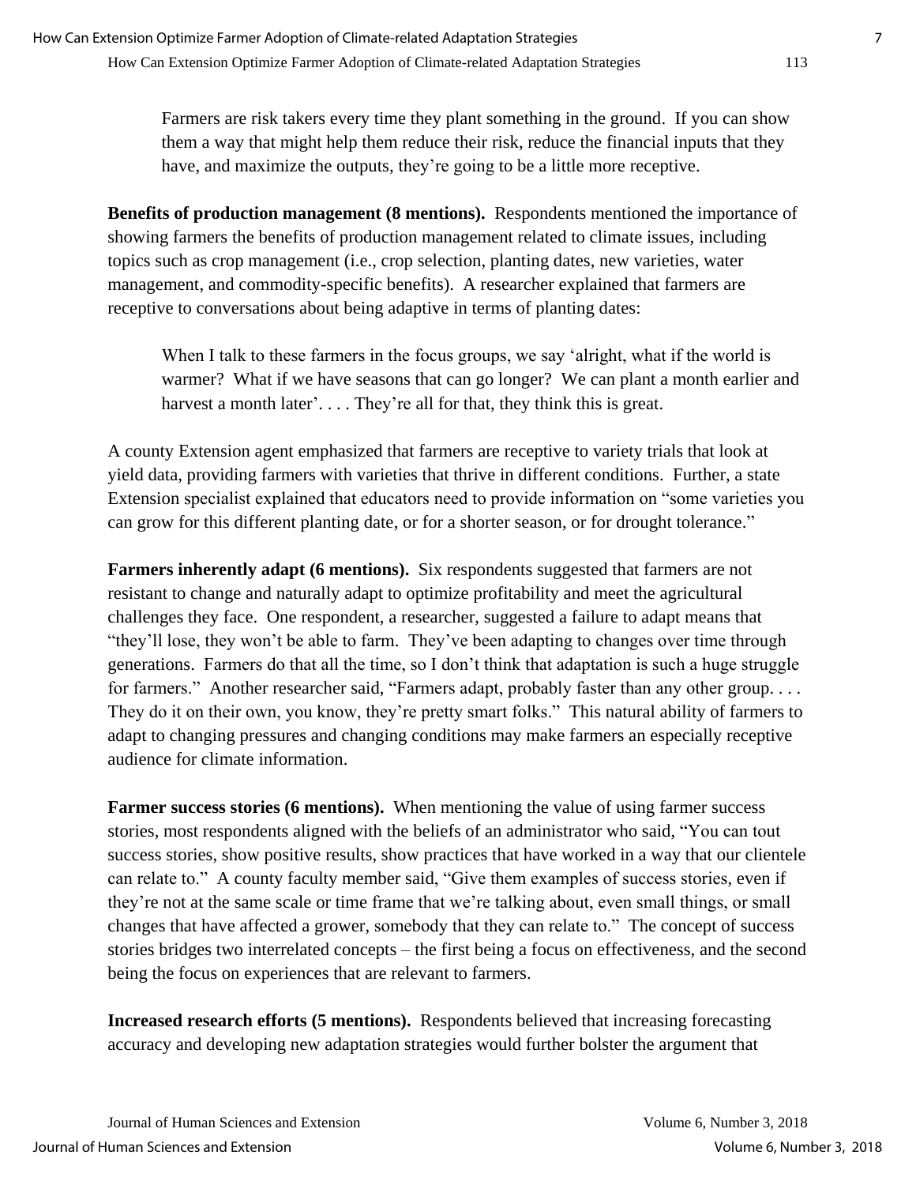> Farmers are risk takers every time they plant something in the ground. If you can show them a way that might help them reduce their risk, reduce the financial inputs that they have, and maximize the outputs, they're going to be a little more receptive.

**Benefits of production management (8 mentions).** Respondents mentioned the importance of showing farmers the benefits of production management related to climate issues, including topics such as crop management (i.e., crop selection, planting dates, new varieties, water management, and commodity-specific benefits). A researcher explained that farmers are receptive to conversations about being adaptive in terms of planting dates:

> When I talk to these farmers in the focus groups, we say 'alright, what if the world is warmer? What if we have seasons that can go longer? We can plant a month earlier and harvest a month later'. . . . They're all for that, they think this is great.

A county Extension agent emphasized that farmers are receptive to variety trials that look at yield data, providing farmers with varieties that thrive in different conditions. Further, a state Extension specialist explained that educators need to provide information on "some varieties you can grow for this different planting date, or for a shorter season, or for drought tolerance."

**Farmers inherently adapt (6 mentions).** Six respondents suggested that farmers are not resistant to change and naturally adapt to optimize profitability and meet the agricultural challenges they face. One respondent, a researcher, suggested a failure to adapt means that "they'll lose, they won't be able to farm. They've been adapting to changes over time through generations. Farmers do that all the time, so I don't think that adaptation is such a huge struggle for farmers." Another researcher said, "Farmers adapt, probably faster than any other group. . . . They do it on their own, you know, they're pretty smart folks." This natural ability of farmers to adapt to changing pressures and changing conditions may make farmers an especially receptive audience for climate information.

**Farmer success stories (6 mentions).** When mentioning the value of using farmer success stories, most respondents aligned with the beliefs of an administrator who said, "You can tout success stories, show positive results, show practices that have worked in a way that our clientele can relate to." A county faculty member said, "Give them examples of success stories, even if they're not at the same scale or time frame that we're talking about, even small things, or small changes that have affected a grower, somebody that they can relate to." The concept of success stories bridges two interrelated concepts – the first being a focus on effectiveness, and the second being the focus on experiences that are relevant to farmers.

**Increased research efforts (5 mentions).** Respondents believed that increasing forecasting accuracy and developing new adaptation strategies would further bolster the argument that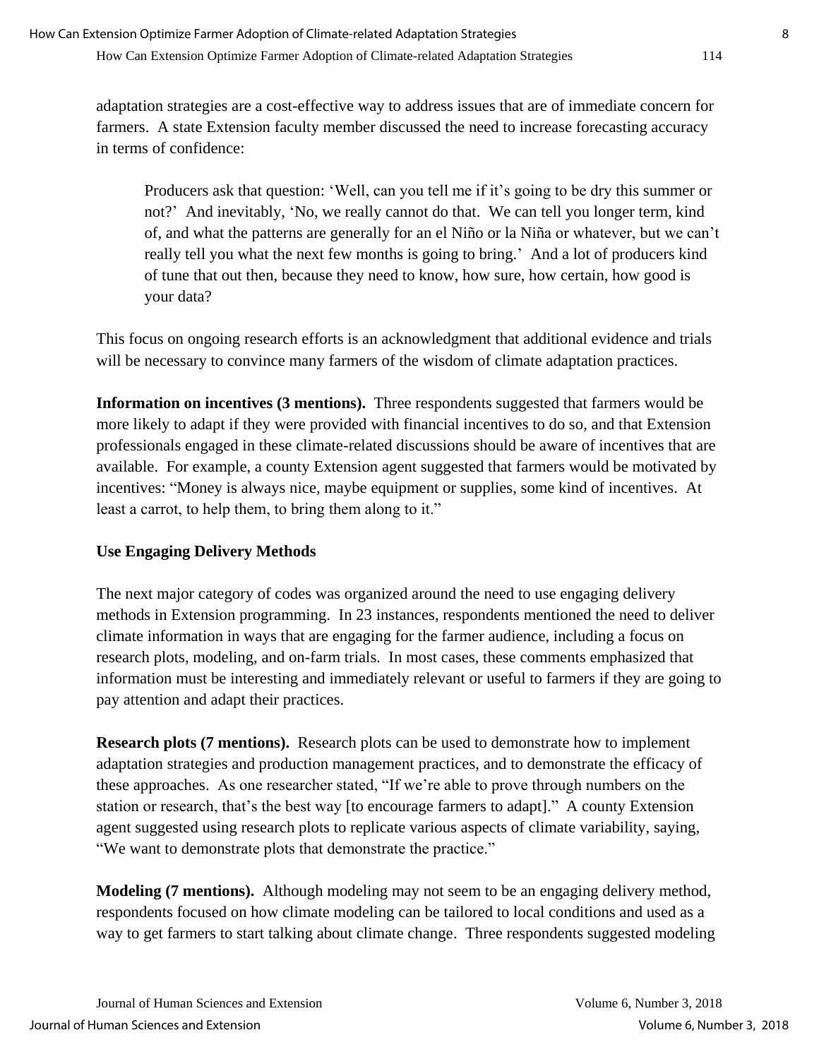adaptation strategies are a cost-effective way to address issues that are of immediate concern for farmers. A state Extension faculty member discussed the need to increase forecasting accuracy in terms of confidence:

> Producers ask that question: 'Well, can you tell me if it's going to be dry this summer or not?' And inevitably, 'No, we really cannot do that. We can tell you longer term, kind of, and what the patterns are generally for an el Niño or la Niña or whatever, but we can't really tell you what the next few months is going to bring.' And a lot of producers kind of tune that out then, because they need to know, how sure, how certain, how good is your data?

This focus on ongoing research efforts is an acknowledgment that additional evidence and trials will be necessary to convince many farmers of the wisdom of climate adaptation practices.

**Information on incentives (3 mentions).** Three respondents suggested that farmers would be more likely to adapt if they were provided with financial incentives to do so, and that Extension professionals engaged in these climate-related discussions should be aware of incentives that are available. For example, a county Extension agent suggested that farmers would be motivated by incentives: "Money is always nice, maybe equipment or supplies, some kind of incentives. At least a carrot, to help them, to bring them along to it."

### Use Engaging Delivery Methods

The next major category of codes was organized around the need to use engaging delivery methods in Extension programming. In 23 instances, respondents mentioned the need to deliver climate information in ways that are engaging for the farmer audience, including a focus on research plots, modeling, and on-farm trials. In most cases, these comments emphasized that information must be interesting and immediately relevant or useful to farmers if they are going to pay attention and adapt their practices.

**Research plots (7 mentions).** Research plots can be used to demonstrate how to implement adaptation strategies and production management practices, and to demonstrate the efficacy of these approaches. As one researcher stated, "If we're able to prove through numbers on the station or research, that's the best way [to encourage farmers to adapt]." A county Extension agent suggested using research plots to replicate various aspects of climate variability, saying, "We want to demonstrate plots that demonstrate the practice."

**Modeling (7 mentions).** Although modeling may not seem to be an engaging delivery method, respondents focused on how climate modeling can be tailored to local conditions and used as a way to get farmers to start talking about climate change. Three respondents suggested modeling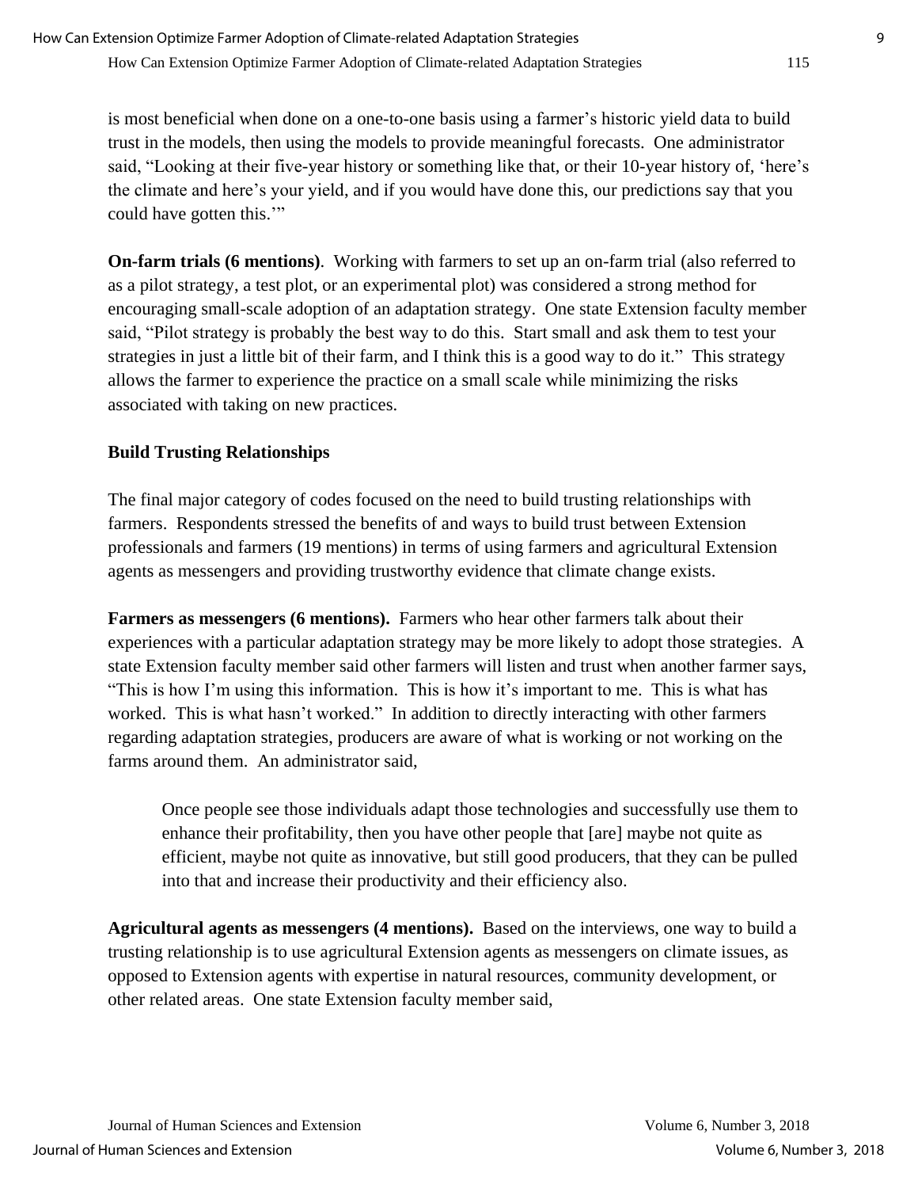is most beneficial when done on a one-to-one basis using a farmer's historic yield data to build trust in the models, then using the models to provide meaningful forecasts. One administrator said, "Looking at their five-year history or something like that, or their 10-year history of, 'here's the climate and here's your yield, and if you would have done this, our predictions say that you could have gotten this.'"

**On-farm trials (6 mentions)**. Working with farmers to set up an on-farm trial (also referred to as a pilot strategy, a test plot, or an experimental plot) was considered a strong method for encouraging small-scale adoption of an adaptation strategy. One state Extension faculty member said, "Pilot strategy is probably the best way to do this. Start small and ask them to test your strategies in just a little bit of their farm, and I think this is a good way to do it." This strategy allows the farmer to experience the practice on a small scale while minimizing the risks associated with taking on new practices.

### Build Trusting Relationships

The final major category of codes focused on the need to build trusting relationships with farmers. Respondents stressed the benefits of and ways to build trust between Extension professionals and farmers (19 mentions) in terms of using farmers and agricultural Extension agents as messengers and providing trustworthy evidence that climate change exists.

**Farmers as messengers (6 mentions).** Farmers who hear other farmers talk about their experiences with a particular adaptation strategy may be more likely to adopt those strategies. A state Extension faculty member said other farmers will listen and trust when another farmer says, "This is how I'm using this information. This is how it's important to me. This is what has worked. This is what hasn't worked." In addition to directly interacting with other farmers regarding adaptation strategies, producers are aware of what is working or not working on the farms around them. An administrator said,

> Once people see those individuals adapt those technologies and successfully use them to enhance their profitability, then you have other people that [are] maybe not quite as efficient, maybe not quite as innovative, but still good producers, that they can be pulled into that and increase their productivity and their efficiency also.

**Agricultural agents as messengers (4 mentions).** Based on the interviews, one way to build a trusting relationship is to use agricultural Extension agents as messengers on climate issues, as opposed to Extension agents with expertise in natural resources, community development, or other related areas. One state Extension faculty member said,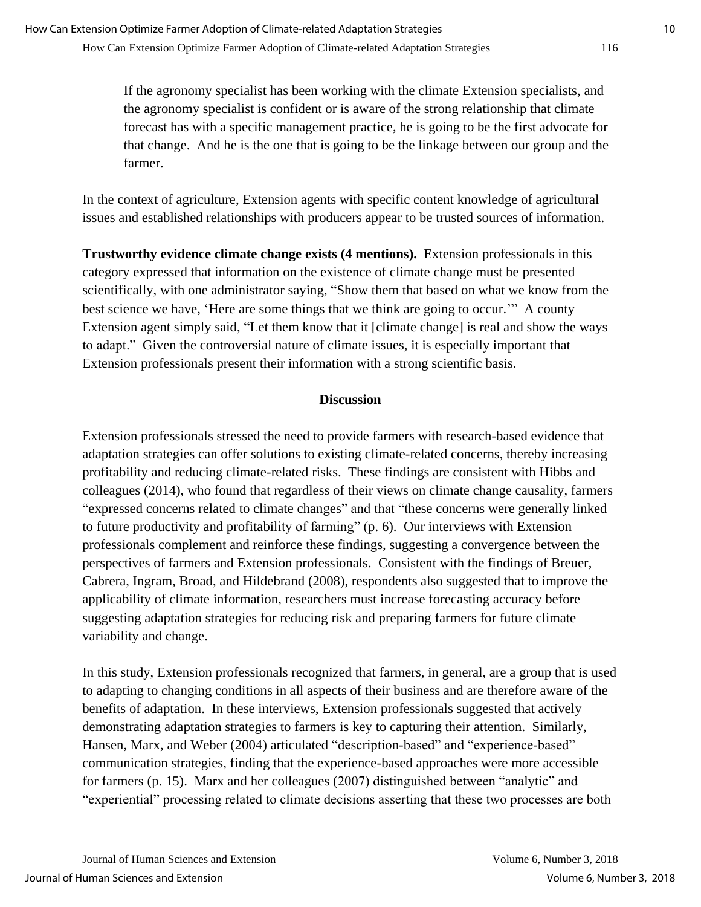> If the agronomy specialist has been working with the climate Extension specialists, and the agronomy specialist is confident or is aware of the strong relationship that climate forecast has with a specific management practice, he is going to be the first advocate for that change. And he is the one that is going to be the linkage between our group and the farmer.

In the context of agriculture, Extension agents with specific content knowledge of agricultural issues and established relationships with producers appear to be trusted sources of information.

**Trustworthy evidence climate change exists (4 mentions).** Extension professionals in this category expressed that information on the existence of climate change must be presented scientifically, with one administrator saying, "Show them that based on what we know from the best science we have, 'Here are some things that we think are going to occur.'" A county Extension agent simply said, "Let them know that it [climate change] is real and show the ways to adapt." Given the controversial nature of climate issues, it is especially important that Extension professionals present their information with a strong scientific basis.

## Discussion

Extension professionals stressed the need to provide farmers with research-based evidence that adaptation strategies can offer solutions to existing climate-related concerns, thereby increasing profitability and reducing climate-related risks. These findings are consistent with Hibbs and colleagues (2014), who found that regardless of their views on climate change causality, farmers "expressed concerns related to climate changes" and that "these concerns were generally linked to future productivity and profitability of farming" (p. 6). Our interviews with Extension professionals complement and reinforce these findings, suggesting a convergence between the perspectives of farmers and Extension professionals. Consistent with the findings of Breuer, Cabrera, Ingram, Broad, and Hildebrand (2008), respondents also suggested that to improve the applicability of climate information, researchers must increase forecasting accuracy before suggesting adaptation strategies for reducing risk and preparing farmers for future climate variability and change.

In this study, Extension professionals recognized that farmers, in general, are a group that is used to adapting to changing conditions in all aspects of their business and are therefore aware of the benefits of adaptation. In these interviews, Extension professionals suggested that actively demonstrating adaptation strategies to farmers is key to capturing their attention. Similarly, Hansen, Marx, and Weber (2004) articulated "description-based" and "experience-based" communication strategies, finding that the experience-based approaches were more accessible for farmers (p. 15). Marx and her colleagues (2007) distinguished between "analytic" and "experiential" processing related to climate decisions asserting that these two processes are both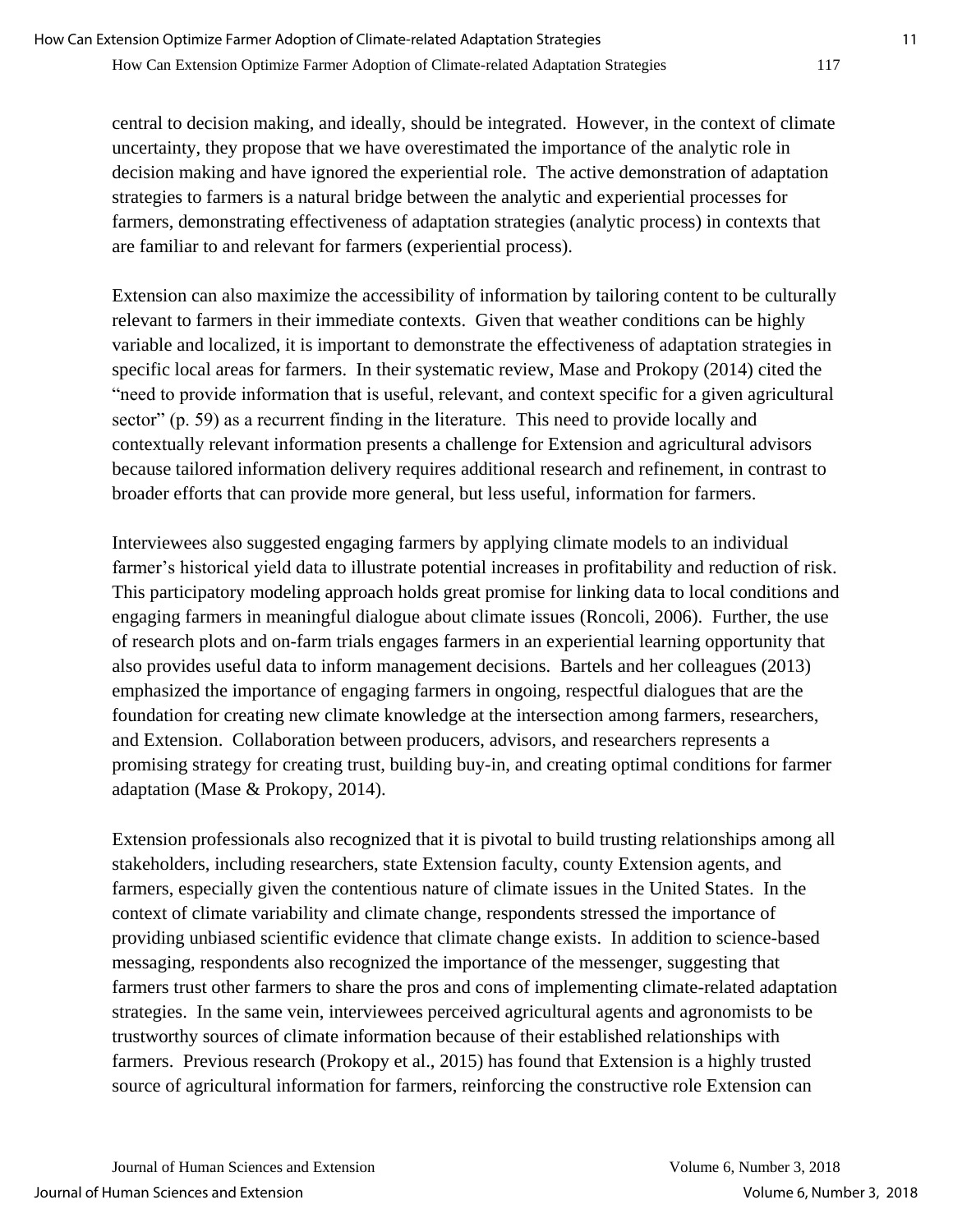central to decision making, and ideally, should be integrated. However, in the context of climate uncertainty, they propose that we have overestimated the importance of the analytic role in decision making and have ignored the experiential role. The active demonstration of adaptation strategies to farmers is a natural bridge between the analytic and experiential processes for farmers, demonstrating effectiveness of adaptation strategies (analytic process) in contexts that are familiar to and relevant for farmers (experiential process).

Extension can also maximize the accessibility of information by tailoring content to be culturally relevant to farmers in their immediate contexts. Given that weather conditions can be highly variable and localized, it is important to demonstrate the effectiveness of adaptation strategies in specific local areas for farmers. In their systematic review, Mase and Prokopy (2014) cited the "need to provide information that is useful, relevant, and context specific for a given agricultural sector" (p. 59) as a recurrent finding in the literature. This need to provide locally and contextually relevant information presents a challenge for Extension and agricultural advisors because tailored information delivery requires additional research and refinement, in contrast to broader efforts that can provide more general, but less useful, information for farmers.

Interviewees also suggested engaging farmers by applying climate models to an individual farmer's historical yield data to illustrate potential increases in profitability and reduction of risk. This participatory modeling approach holds great promise for linking data to local conditions and engaging farmers in meaningful dialogue about climate issues (Roncoli, 2006). Further, the use of research plots and on-farm trials engages farmers in an experiential learning opportunity that also provides useful data to inform management decisions. Bartels and her colleagues (2013) emphasized the importance of engaging farmers in ongoing, respectful dialogues that are the foundation for creating new climate knowledge at the intersection among farmers, researchers, and Extension. Collaboration between producers, advisors, and researchers represents a promising strategy for creating trust, building buy-in, and creating optimal conditions for farmer adaptation (Mase & Prokopy, 2014).

Extension professionals also recognized that it is pivotal to build trusting relationships among all stakeholders, including researchers, state Extension faculty, county Extension agents, and farmers, especially given the contentious nature of climate issues in the United States. In the context of climate variability and climate change, respondents stressed the importance of providing unbiased scientific evidence that climate change exists. In addition to science-based messaging, respondents also recognized the importance of the messenger, suggesting that farmers trust other farmers to share the pros and cons of implementing climate-related adaptation strategies. In the same vein, interviewees perceived agricultural agents and agronomists to be trustworthy sources of climate information because of their established relationships with farmers. Previous research (Prokopy et al., 2015) has found that Extension is a highly trusted source of agricultural information for farmers, reinforcing the constructive role Extension can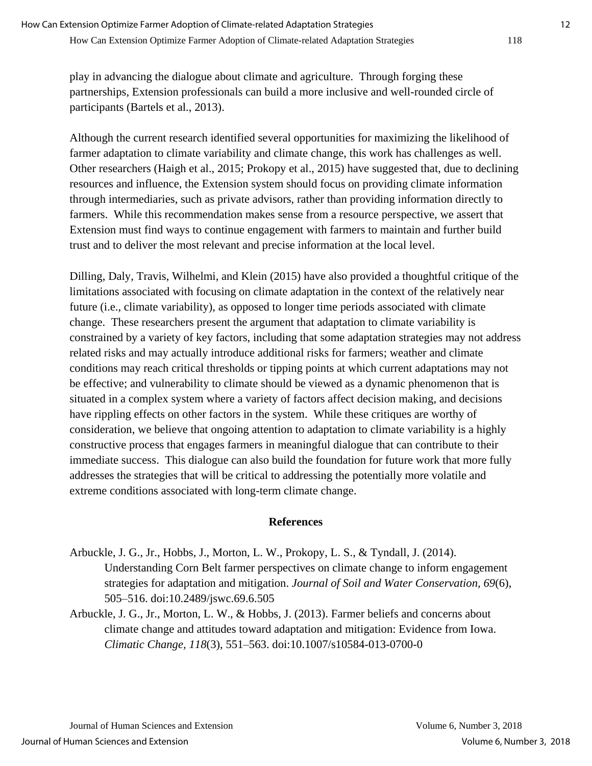play in advancing the dialogue about climate and agriculture. Through forging these partnerships, Extension professionals can build a more inclusive and well-rounded circle of participants (Bartels et al., 2013).

Although the current research identified several opportunities for maximizing the likelihood of farmer adaptation to climate variability and climate change, this work has challenges as well. Other researchers (Haigh et al., 2015; Prokopy et al., 2015) have suggested that, due to declining resources and influence, the Extension system should focus on providing climate information through intermediaries, such as private advisors, rather than providing information directly to farmers. While this recommendation makes sense from a resource perspective, we assert that Extension must find ways to continue engagement with farmers to maintain and further build trust and to deliver the most relevant and precise information at the local level.

Dilling, Daly, Travis, Wilhelmi, and Klein (2015) have also provided a thoughtful critique of the limitations associated with focusing on climate adaptation in the context of the relatively near future (i.e., climate variability), as opposed to longer time periods associated with climate change. These researchers present the argument that adaptation to climate variability is constrained by a variety of key factors, including that some adaptation strategies may not address related risks and may actually introduce additional risks for farmers; weather and climate conditions may reach critical thresholds or tipping points at which current adaptations may not be effective; and vulnerability to climate should be viewed as a dynamic phenomenon that is situated in a complex system where a variety of factors affect decision making, and decisions have rippling effects on other factors in the system. While these critiques are worthy of consideration, we believe that ongoing attention to adaptation to climate variability is a highly constructive process that engages farmers in meaningful dialogue that can contribute to their immediate success. This dialogue can also build the foundation for future work that more fully addresses the strategies that will be critical to addressing the potentially more volatile and extreme conditions associated with long-term climate change.

## References

Arbuckle, J. G., Jr., Hobbs, J., Morton, L. W., Prokopy, L. S., & Tyndall, J. (2014). Understanding Corn Belt farmer perspectives on climate change to inform engagement strategies for adaptation and mitigation. *Journal of Soil and Water Conservation, 69*(6), 505–516. doi:10.2489/jswc.69.6.505

Arbuckle, J. G., Jr., Morton, L. W., & Hobbs, J. (2013). Farmer beliefs and concerns about climate change and attitudes toward adaptation and mitigation: Evidence from Iowa. *Climatic Change, 118*(3), 551–563. doi:10.1007/s10584-013-0700-0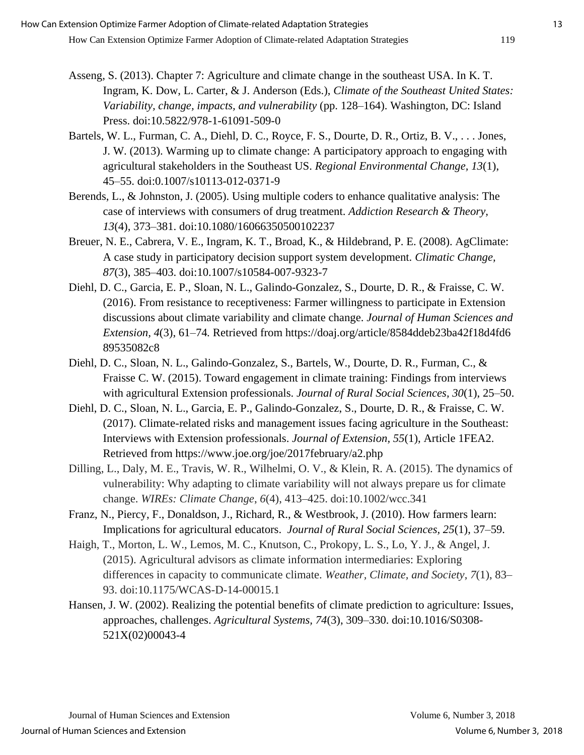Asseng, S. (2013). Chapter 7: Agriculture and climate change in the southeast USA. In K. T. Ingram, K. Dow, L. Carter, & J. Anderson (Eds.), *Climate of the Southeast United States: Variability, change, impacts, and vulnerability* (pp. 128–164). Washington, DC: Island Press. doi:10.5822/978-1-61091-509-0

Bartels, W. L., Furman, C. A., Diehl, D. C., Royce, F. S., Dourte, D. R., Ortiz, B. V., . . . Jones, J. W. (2013). Warming up to climate change: A participatory approach to engaging with agricultural stakeholders in the Southeast US. *Regional Environmental Change, 13*(1), 45–55. doi:0.1007/s10113-012-0371-9

Berends, L., & Johnston, J. (2005). Using multiple coders to enhance qualitative analysis: The case of interviews with consumers of drug treatment. *Addiction Research & Theory, 13*(4), 373–381. doi:10.1080/16066350500102237

Breuer, N. E., Cabrera, V. E., Ingram, K. T., Broad, K., & Hildebrand, P. E. (2008). AgClimate: A case study in participatory decision support system development. *Climatic Change, 87*(3), 385–403. doi:10.1007/s10584-007-9323-7

Diehl, D. C., Garcia, E. P., Sloan, N. L., Galindo-Gonzalez, S., Dourte, D. R., & Fraisse, C. W. (2016). From resistance to receptiveness: Farmer willingness to participate in Extension discussions about climate variability and climate change. *Journal of Human Sciences and Extension, 4*(3), 61–74*.* Retrieved from https://doaj.org/article/8584ddeb23ba42f18d4fd689535082c8

Diehl, D. C., Sloan, N. L., Galindo-Gonzalez, S., Bartels, W., Dourte, D. R., Furman, C., & Fraisse C. W. (2015). Toward engagement in climate training: Findings from interviews with agricultural Extension professionals. *Journal of Rural Social Sciences, 30*(1), 25–50.

Diehl, D. C., Sloan, N. L., Garcia, E. P., Galindo-Gonzalez, S., Dourte, D. R., & Fraisse, C. W. (2017). Climate-related risks and management issues facing agriculture in the Southeast: Interviews with Extension professionals. *Journal of Extension, 55*(1), Article 1FEA2. Retrieved from https://www.joe.org/joe/2017february/a2.php

Dilling, L., Daly, M. E., Travis, W. R., Wilhelmi, O. V., & Klein, R. A. (2015). The dynamics of vulnerability: Why adapting to climate variability will not always prepare us for climate change. *WIREs: Climate Change*, *6*(4), 413–425. doi:10.1002/wcc.341

Franz, N., Piercy, F., Donaldson, J., Richard, R., & Westbrook, J. (2010). How farmers learn: Implications for agricultural educators. *Journal of Rural Social Sciences, 25*(1), 37–59.

Haigh, T., Morton, L. W., Lemos, M. C., Knutson, C., Prokopy, L. S., Lo, Y. J., & Angel, J. (2015). Agricultural advisors as climate information intermediaries: Exploring differences in capacity to communicate climate. *Weather, Climate, and Society*, *7*(1), 83–93. doi:10.1175/WCAS-D-14-00015.1

Hansen, J. W. (2002). Realizing the potential benefits of climate prediction to agriculture: Issues, approaches, challenges. *Agricultural Systems, 74*(3), 309–330. doi:10.1016/S0308-521X(02)00043-4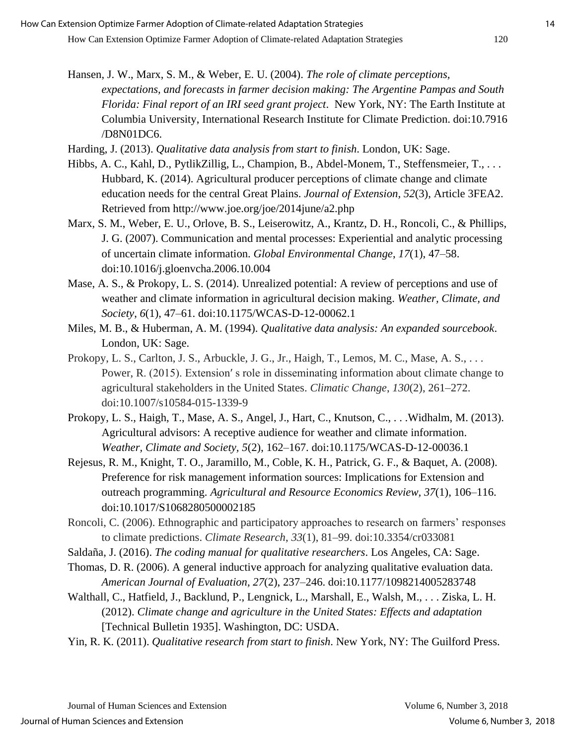Hansen, J. W., Marx, S. M., & Weber, E. U. (2004). *The role of climate perceptions, expectations, and forecasts in farmer decision making: The Argentine Pampas and South Florida: Final report of an IRI seed grant project*. New York, NY: The Earth Institute at Columbia University, International Research Institute for Climate Prediction. doi:10.7916/D8N01DC6.

Harding, J. (2013). *Qualitative data analysis from start to finish*. London, UK: Sage.

Hibbs, A. C., Kahl, D., PytlikZillig, L., Champion, B., Abdel-Monem, T., Steffensmeier, T., . . . Hubbard, K. (2014). Agricultural producer perceptions of climate change and climate education needs for the central Great Plains. *Journal of Extension, 52*(3), Article 3FEA2. Retrieved from http://www.joe.org/joe/2014june/a2.php

Marx, S. M., Weber, E. U., Orlove, B. S., Leiserowitz, A., Krantz, D. H., Roncoli, C., & Phillips, J. G. (2007). Communication and mental processes: Experiential and analytic processing of uncertain climate information. *Global Environmental Change*, *17*(1), 47–58. doi:10.1016/j.gloenvcha.2006.10.004

Mase, A. S., & Prokopy, L. S. (2014). Unrealized potential: A review of perceptions and use of weather and climate information in agricultural decision making. *Weather, Climate, and Society*, *6*(1), 47–61. doi:10.1175/WCAS-D-12-00062.1

Miles, M. B., & Huberman, A. M. (1994). *Qualitative data analysis: An expanded sourcebook*. London, UK: Sage.

Prokopy, L. S., Carlton, J. S., Arbuckle, J. G., Jr., Haigh, T., Lemos, M. C., Mase, A. S., . . . Power, R. (2015). Extension′ s role in disseminating information about climate change to agricultural stakeholders in the United States. *Climatic Change*, *130*(2), 261–272. doi:10.1007/s10584-015-1339-9

Prokopy, L. S., Haigh, T., Mase, A. S., Angel, J., Hart, C., Knutson, C., . . .Widhalm, M. (2013). Agricultural advisors: A receptive audience for weather and climate information. *Weather, Climate and Society, 5*(2), 162–167. doi:10.1175/WCAS-D-12-00036.1

Rejesus, R. M., Knight, T. O., Jaramillo, M., Coble, K. H., Patrick, G. F., & Baquet, A. (2008). Preference for risk management information sources: Implications for Extension and outreach programming. *Agricultural and Resource Economics Review*, *37*(1), 106–116. doi:10.1017/S1068280500002185

Roncoli, C. (2006). Ethnographic and participatory approaches to research on farmers' responses to climate predictions. *Climate Research*, *33*(1), 81–99. doi:10.3354/cr033081

Saldaña, J. (2016). *The coding manual for qualitative researchers*. Los Angeles, CA: Sage.

Thomas, D. R. (2006). A general inductive approach for analyzing qualitative evaluation data. *American Journal of Evaluation*, *27*(2), 237–246. doi:10.1177/1098214005283748

Walthall, C., Hatfield, J., Backlund, P., Lengnick, L., Marshall, E., Walsh, M., . . . Ziska, L. H. (2012). *Climate change and agriculture in the United States: Effects and adaptation* [Technical Bulletin 1935]. Washington, DC: USDA.

Yin, R. K. (2011). *Qualitative research from start to finish*. New York, NY: The Guilford Press.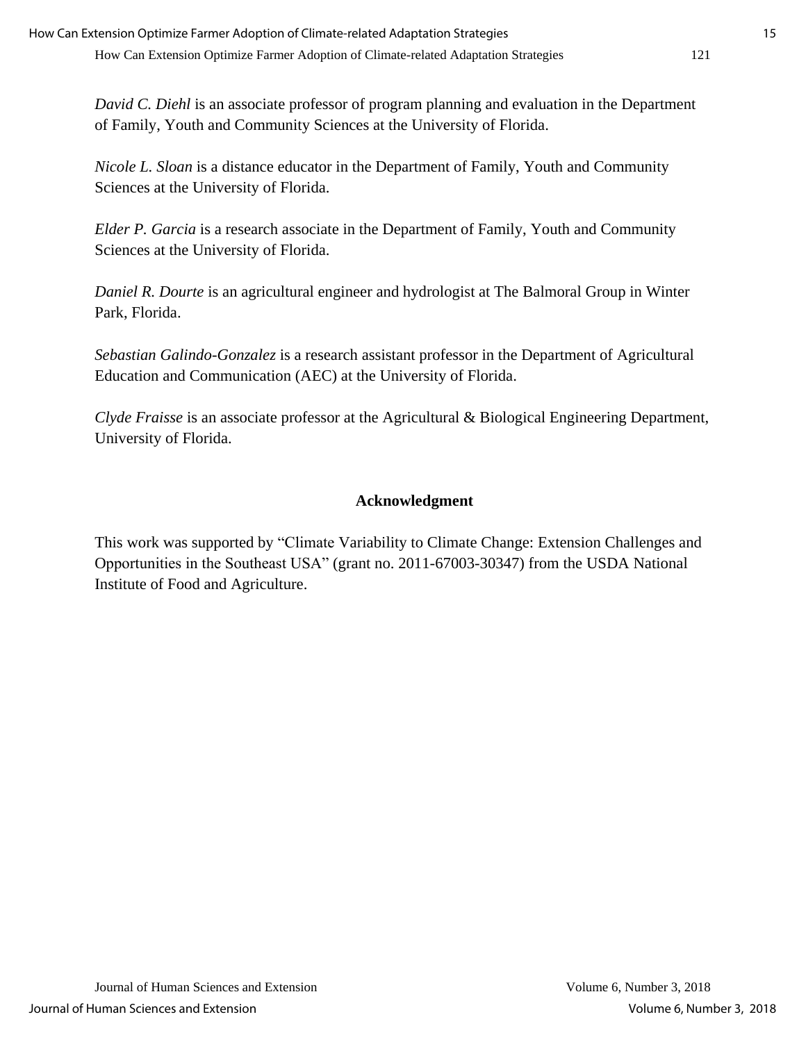*David C. Diehl* is an associate professor of program planning and evaluation in the Department of Family, Youth and Community Sciences at the University of Florida.

*Nicole L. Sloan* is a distance educator in the Department of Family, Youth and Community Sciences at the University of Florida.

*Elder P. Garcia* is a research associate in the Department of Family, Youth and Community Sciences at the University of Florida.

*Daniel R. Dourte* is an agricultural engineer and hydrologist at The Balmoral Group in Winter Park, Florida.

*Sebastian Galindo-Gonzalez* is a research assistant professor in the Department of Agricultural Education and Communication (AEC) at the University of Florida.

*Clyde Fraisse* is an associate professor at the Agricultural & Biological Engineering Department, University of Florida.

## Acknowledgment

This work was supported by "Climate Variability to Climate Change: Extension Challenges and Opportunities in the Southeast USA" (grant no. 2011-67003-30347) from the USDA National Institute of Food and Agriculture.